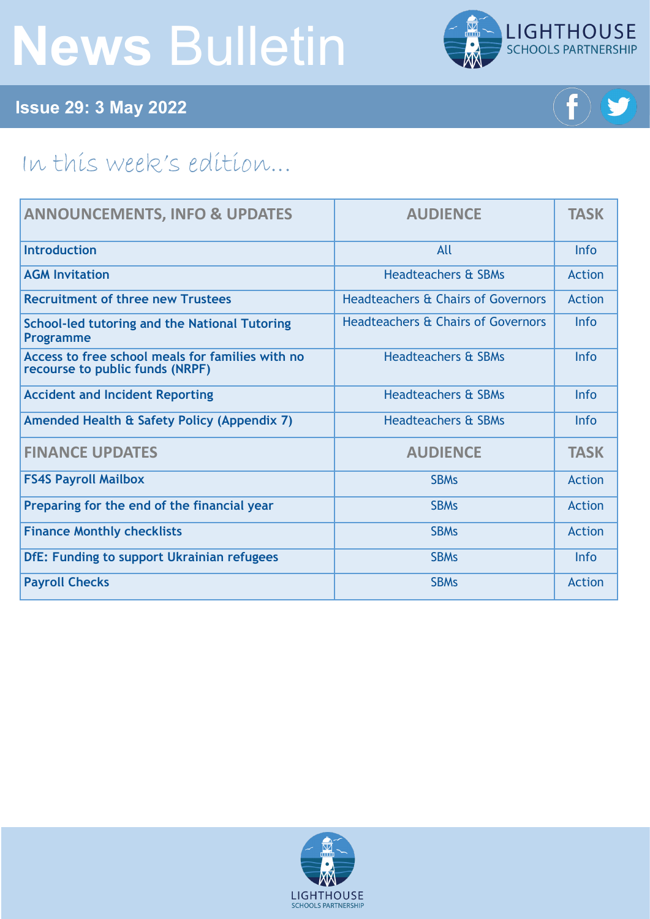# News Bulletin

LIGHTHOUSE SCHOOLS PARTNERSHIP

**Issue 29: 3 May 2022**

## In this week's edition...

| ANNOUNCEMENTS, INFO & UPDATES | AUDIENCE | TASK |
|---|---|---|
| **Introduction** | All | Info |
| **AGM Invitation** | Headteachers & SBMs | Action |
| **Recruitment of three new Trustees** | Headteachers & Chairs of Governors | Action |
| **School-led tutoring and the National Tutoring Programme** | Headteachers & Chairs of Governors | Info |
| **Access to free school meals for families with no recourse to public funds (NRPF)** | Headteachers & SBMs | Info |
| **Accident and Incident Reporting** | Headteachers & SBMs | Info |
| **Amended Health & Safety Policy (Appendix 7)** | Headteachers & SBMs | Info |
| **FINANCE UPDATES** | **AUDIENCE** | **TASK** |
| **FS4S Payroll Mailbox** | SBMs | Action |
| **Preparing for the end of the financial year** | SBMs | Action |
| **Finance Monthly checklists** | SBMs | Action |
| **DfE: Funding to support Ukrainian refugees** | SBMs | Info |
| **Payroll Checks** | SBMs | Action |

LIGHTHOUSE SCHOOLS PARTNERSHIP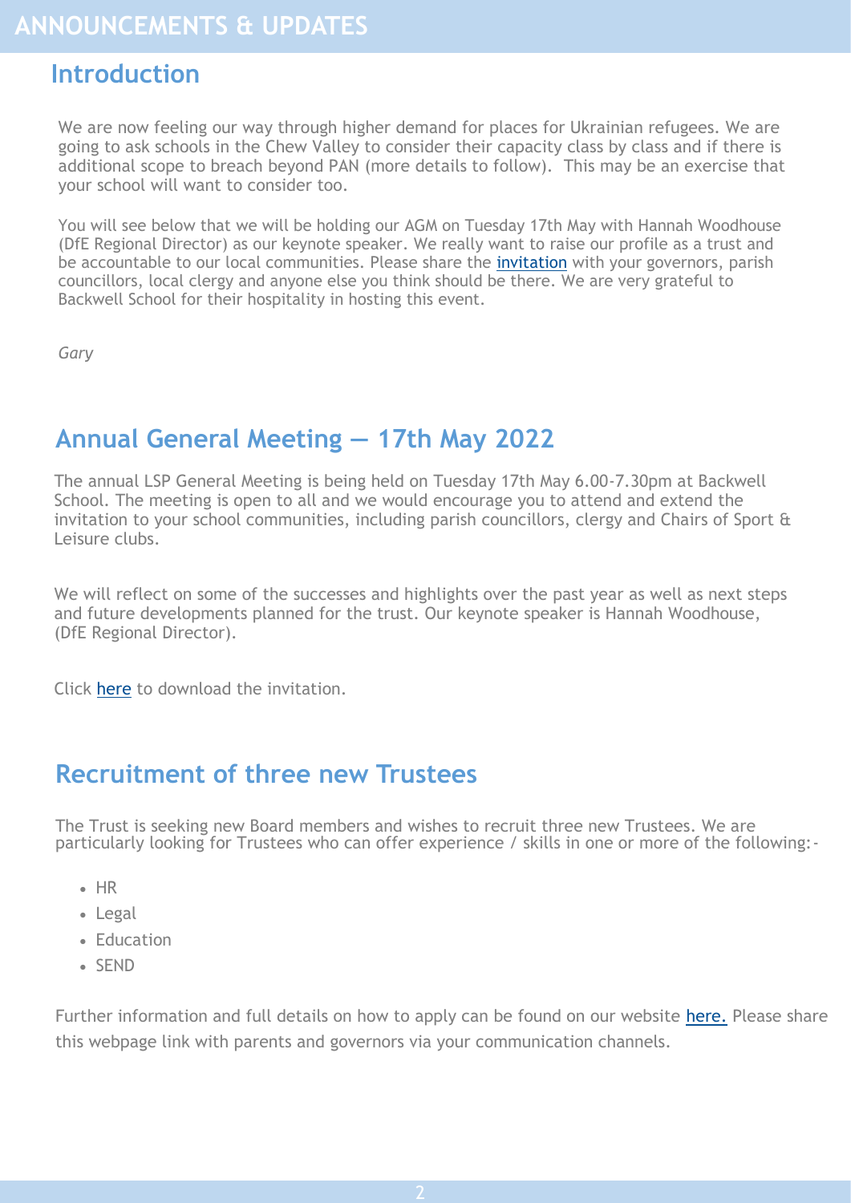# ANNOUNCEMENTS & UPDATES

## Introduction

We are now feeling our way through higher demand for places for Ukrainian refugees. We are going to ask schools in the Chew Valley to consider their capacity class by class and if there is additional scope to breach beyond PAN (more details to follow). This may be an exercise that your school will want to consider too.

You will see below that we will be holding our AGM on Tuesday 17th May with Hannah Woodhouse (DfE Regional Director) as our keynote speaker. We really want to raise our profile as a trust and be accountable to our local communities. Please share the invitation with your governors, parish councillors, local clergy and anyone else you think should be there. We are very grateful to Backwell School for their hospitality in hosting this event.

*Gary*

## Annual General Meeting — 17th May 2022

The annual LSP General Meeting is being held on Tuesday 17th May 6.00-7.30pm at Backwell School. The meeting is open to all and we would encourage you to attend and extend the invitation to your school communities, including parish councillors, clergy and Chairs of Sport & Leisure clubs.

We will reflect on some of the successes and highlights over the past year as well as next steps and future developments planned for the trust. Our keynote speaker is Hannah Woodhouse, (DfE Regional Director).

Click here to download the invitation.

## Recruitment of three new Trustees

The Trust is seeking new Board members and wishes to recruit three new Trustees. We are particularly looking for Trustees who can offer experience / skills in one or more of the following:-

- HR
- Legal
- Education
- SEND

Further information and full details on how to apply can be found on our website here. Please share this webpage link with parents and governors via your communication channels.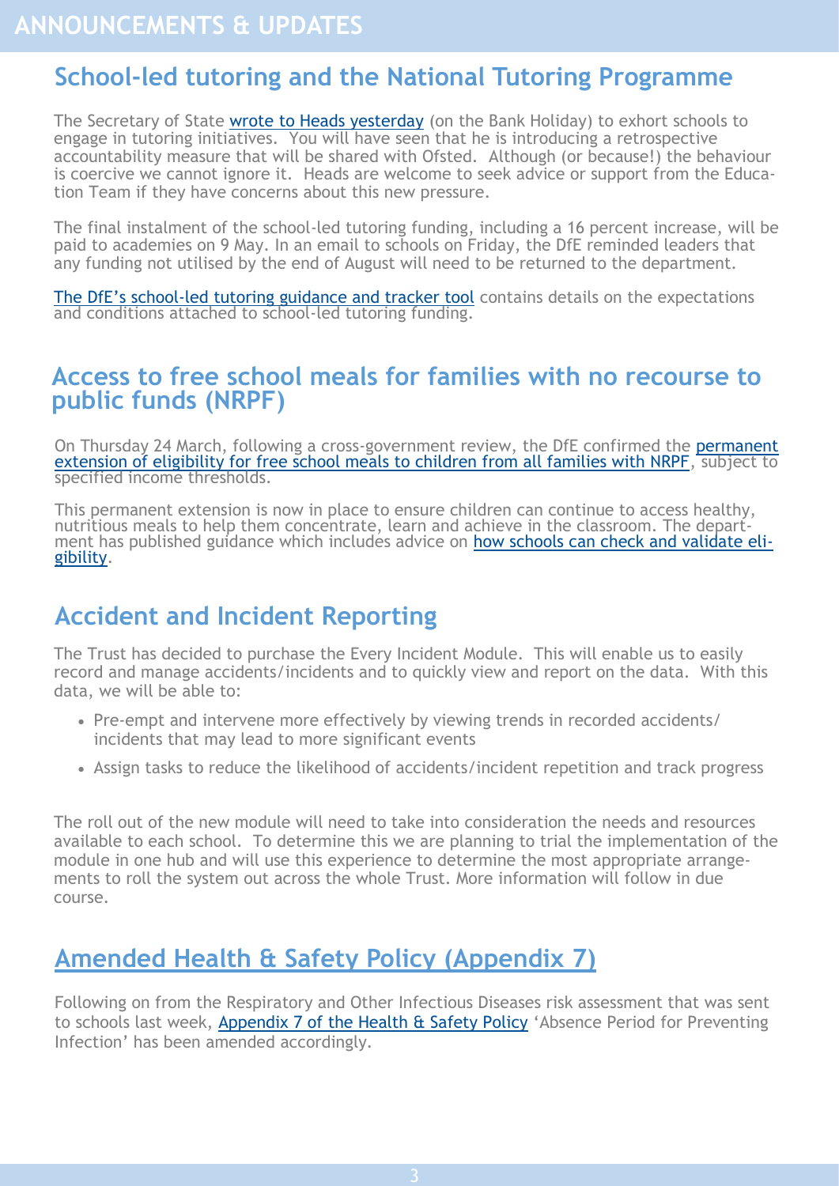# ANNOUNCEMENTS & UPDATES

## School-led tutoring and the National Tutoring Programme

The Secretary of State wrote to Heads yesterday (on the Bank Holiday) to exhort schools to engage in tutoring initiatives. You will have seen that he is introducing a retrospective accountability measure that will be shared with Ofsted. Although (or because!) the behaviour is coercive we cannot ignore it. Heads are welcome to seek advice or support from the Education Team if they have concerns about this new pressure.

The final instalment of the school-led tutoring funding, including a 16 percent increase, will be paid to academies on 9 May. In an email to schools on Friday, the DfE reminded leaders that any funding not utilised by the end of August will need to be returned to the department.

The DfE's school-led tutoring guidance and tracker tool contains details on the expectations and conditions attached to school-led tutoring funding.

## Access to free school meals for families with no recourse to public funds (NRPF)

On Thursday 24 March, following a cross-government review, the DfE confirmed the permanent extension of eligibility for free school meals to children from all families with NRPF, subject to specified income thresholds.

This permanent extension is now in place to ensure children can continue to access healthy, nutritious meals to help them concentrate, learn and achieve in the classroom. The department has published guidance which includes advice on how schools can check and validate eligibility.

## Accident and Incident Reporting

The Trust has decided to purchase the Every Incident Module. This will enable us to easily record and manage accidents/incidents and to quickly view and report on the data. With this data, we will be able to:

- Pre-empt and intervene more effectively by viewing trends in recorded accidents/incidents that may lead to more significant events
- Assign tasks to reduce the likelihood of accidents/incident repetition and track progress

The roll out of the new module will need to take into consideration the needs and resources available to each school. To determine this we are planning to trial the implementation of the module in one hub and will use this experience to determine the most appropriate arrangements to roll the system out across the whole Trust. More information will follow in due course.

## Amended Health & Safety Policy (Appendix 7)

Following on from the Respiratory and Other Infectious Diseases risk assessment that was sent to schools last week, Appendix 7 of the Health & Safety Policy 'Absence Period for Preventing Infection' has been amended accordingly.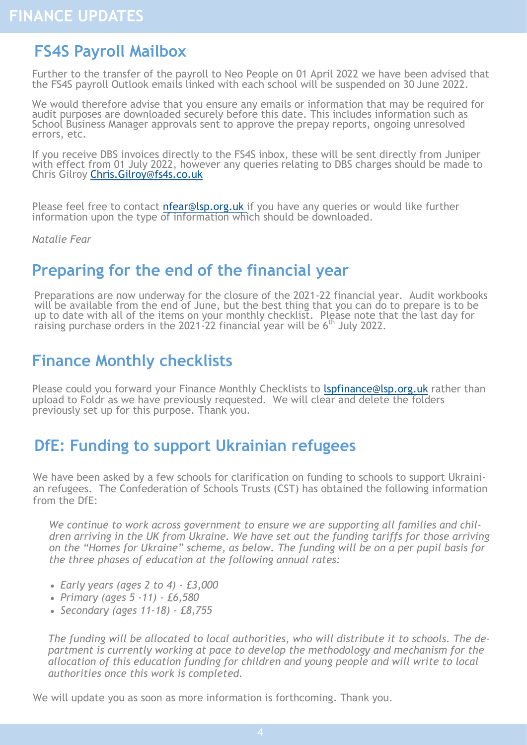# FINANCE UPDATES

## FS4S Payroll Mailbox

Further to the transfer of the payroll to Neo People on 01 April 2022 we have been advised that the FS4S payroll Outlook emails linked with each school will be suspended on 30 June 2022.

We would therefore advise that you ensure any emails or information that may be required for audit purposes are downloaded securely before this date. This includes information such as School Business Manager approvals sent to approve the prepay reports, ongoing unresolved errors, etc.

If you receive DBS invoices directly to the FS4S inbox, these will be sent directly from Juniper with effect from 01 July 2022, however any queries relating to DBS charges should be made to Chris Gilroy Chris.Gilroy@fs4s.co.uk

Please feel free to contact nfear@lsp.org.uk if you have any queries or would like further information upon the type of information which should be downloaded.

*Natalie Fear*

## Preparing for the end of the financial year

Preparations are now underway for the closure of the 2021-22 financial year. Audit workbooks will be available from the end of June, but the best thing that you can do to prepare is to be up to date with all of the items on your monthly checklist. Please note that the last day for raising purchase orders in the 2021-22 financial year will be 6th July 2022.

## Finance Monthly checklists

Please could you forward your Finance Monthly Checklists to lspfinance@lsp.org.uk rather than upload to Foldr as we have previously requested. We will clear and delete the folders previously set up for this purpose. Thank you.

## DfE: Funding to support Ukrainian refugees

We have been asked by a few schools for clarification on funding to schools to support Ukrainian refugees. The Confederation of Schools Trusts (CST) has obtained the following information from the DfE:

*We continue to work across government to ensure we are supporting all families and children arriving in the UK from Ukraine. We have set out the funding tariffs for those arriving on the "Homes for Ukraine" scheme, as below. The funding will be on a per pupil basis for the three phases of education at the following annual rates:*

- *Early years (ages 2 to 4) - £3,000*
- *Primary (ages 5 -11) - £6,580*
- *Secondary (ages 11-18) - £8,755*

*The funding will be allocated to local authorities, who will distribute it to schools. The department is currently working at pace to develop the methodology and mechanism for the allocation of this education funding for children and young people and will write to local authorities once this work is completed.*

We will update you as soon as more information is forthcoming. Thank you.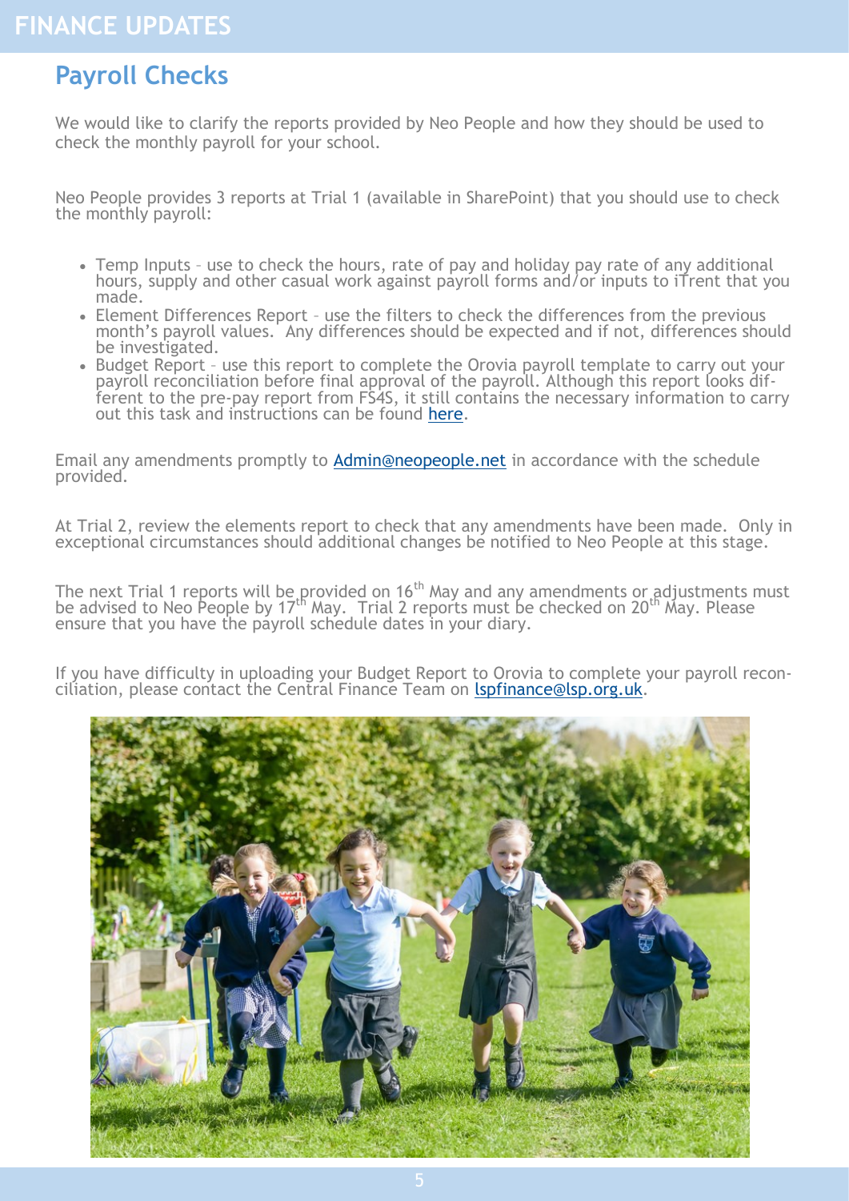# FINANCE UPDATES

## Payroll Checks

We would like to clarify the reports provided by Neo People and how they should be used to check the monthly payroll for your school.

Neo People provides 3 reports at Trial 1 (available in SharePoint) that you should use to check the monthly payroll:

- Temp Inputs – use to check the hours, rate of pay and holiday pay rate of any additional hours, supply and other casual work against payroll forms and/or inputs to iTrent that you made.
- Element Differences Report – use the filters to check the differences from the previous month's payroll values. Any differences should be expected and if not, differences should be investigated.
- Budget Report – use this report to complete the Orovia payroll template to carry out your payroll reconciliation before final approval of the payroll. Although this report looks different to the pre-pay report from FS4S, it still contains the necessary information to carry out this task and instructions can be found here.

Email any amendments promptly to Admin@neopeople.net in accordance with the schedule provided.

At Trial 2, review the elements report to check that any amendments have been made. Only in exceptional circumstances should additional changes be notified to Neo People at this stage.

The next Trial 1 reports will be provided on 16th May and any amendments or adjustments must be advised to Neo People by 17th May. Trial 2 reports must be checked on 20th May. Please ensure that you have the payroll schedule dates in your diary.

If you have difficulty in uploading your Budget Report to Orovia to complete your payroll reconciliation, please contact the Central Finance Team on lspfinance@lsp.org.uk.